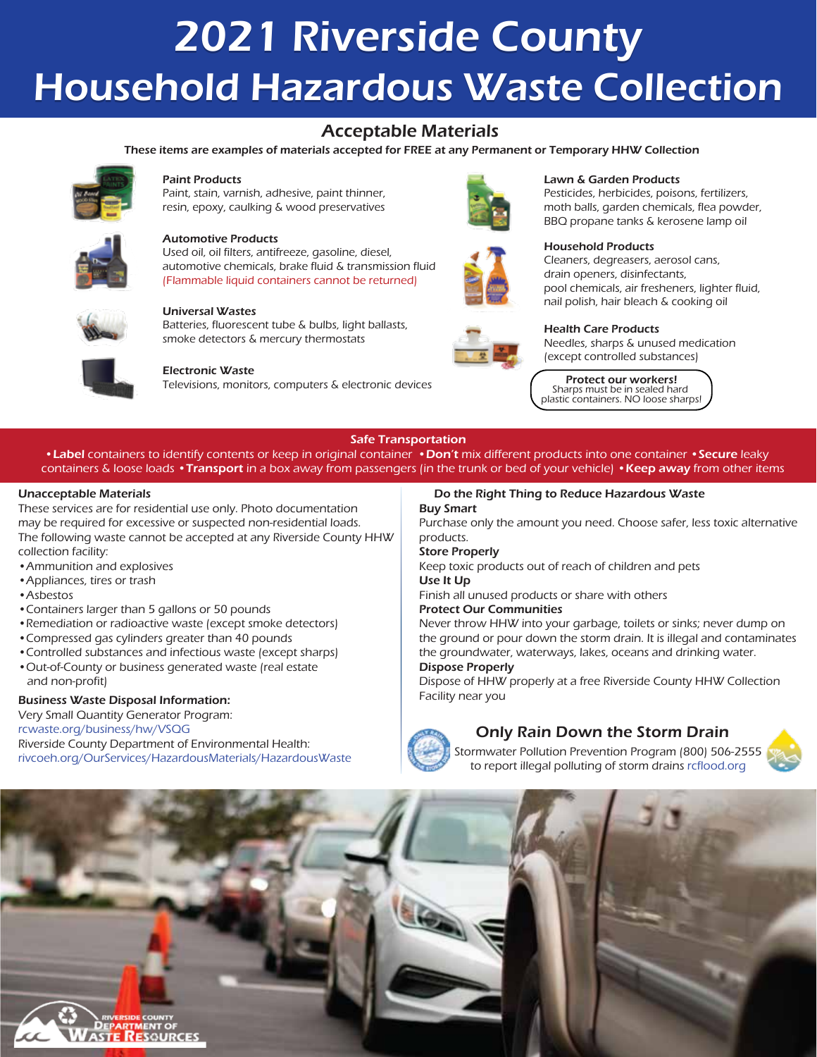# 2021 Riverside County Household Hazardous Waste Collection

## Acceptable Materials

**These items are examples of materials accepted for FREE at any Permanent or Temporary HHW Collection**

**Paint Products**
Paint, stain, varnish, adhesive, paint thinner, resin, epoxy, caulking & wood preservatives

**Automotive Products**
Used oil, oil filters, antifreeze, gasoline, diesel, automotive chemicals, brake fluid & transmission fluid (Flammable liquid containers cannot be returned)

**Universal Wastes**
Batteries, fluorescent tube & bulbs, light ballasts, smoke detectors & mercury thermostats

**Electronic Waste**
Televisions, monitors, computers & electronic devices

**Lawn & Garden Products**
Pesticides, herbicides, poisons, fertilizers, moth balls, garden chemicals, flea powder, BBQ propane tanks & kerosene lamp oil

**Household Products**
Cleaners, degreasers, aerosol cans, drain openers, disinfectants, pool chemicals, air fresheners, lighter fluid, nail polish, hair bleach & cooking oil

**Health Care Products**
Needles, sharps & unused medication (except controlled substances)

**Protect our workers!**
Sharps must be in sealed hard plastic containers. NO loose sharps!

## Safe Transportation

- **Label** containers to identify contents or keep in original container
- **Don't** mix different products into one container
- **Secure** leaky containers & loose loads
- **Transport** in a box away from passengers (in the trunk or bed of your vehicle)
- **Keep away** from other items

### Unacceptable Materials

These services are for residential use only. Photo documentation may be required for excessive or suspected non-residential loads. The following waste cannot be accepted at any Riverside County HHW collection facility:

- Ammunition and explosives
- Appliances, tires or trash
- Asbestos
- Containers larger than 5 gallons or 50 pounds
- Remediation or radioactive waste (except smoke detectors)
- Compressed gas cylinders greater than 40 pounds
- Controlled substances and infectious waste (except sharps)
- Out-of-County or business generated waste (real estate and non-profit)

**Business Waste Disposal Information:**
Very Small Quantity Generator Program:
rcwaste.org/business/hw/VSQG
Riverside County Department of Environmental Health:
rivcoeh.org/OurServices/HazardousMaterials/HazardousWaste

### Do the Right Thing to Reduce Hazardous Waste

**Buy Smart**
Purchase only the amount you need. Choose safer, less toxic alternative products.

**Store Properly**
Keep toxic products out of reach of children and pets

**Use It Up**
Finish all unused products or share with others

**Protect Our Communities**
Never throw HHW into your garbage, toilets or sinks; never dump on the ground or pour down the storm drain. It is illegal and contaminates the groundwater, waterways, lakes, oceans and drinking water.

**Dispose Properly**
Dispose of HHW properly at a free Riverside County HHW Collection Facility near you

### Only Rain Down the Storm Drain

Stormwater Pollution Prevention Program (800) 506-2555 to report illegal polluting of storm drains rcflood.org

Riverside County Department of Waste Resources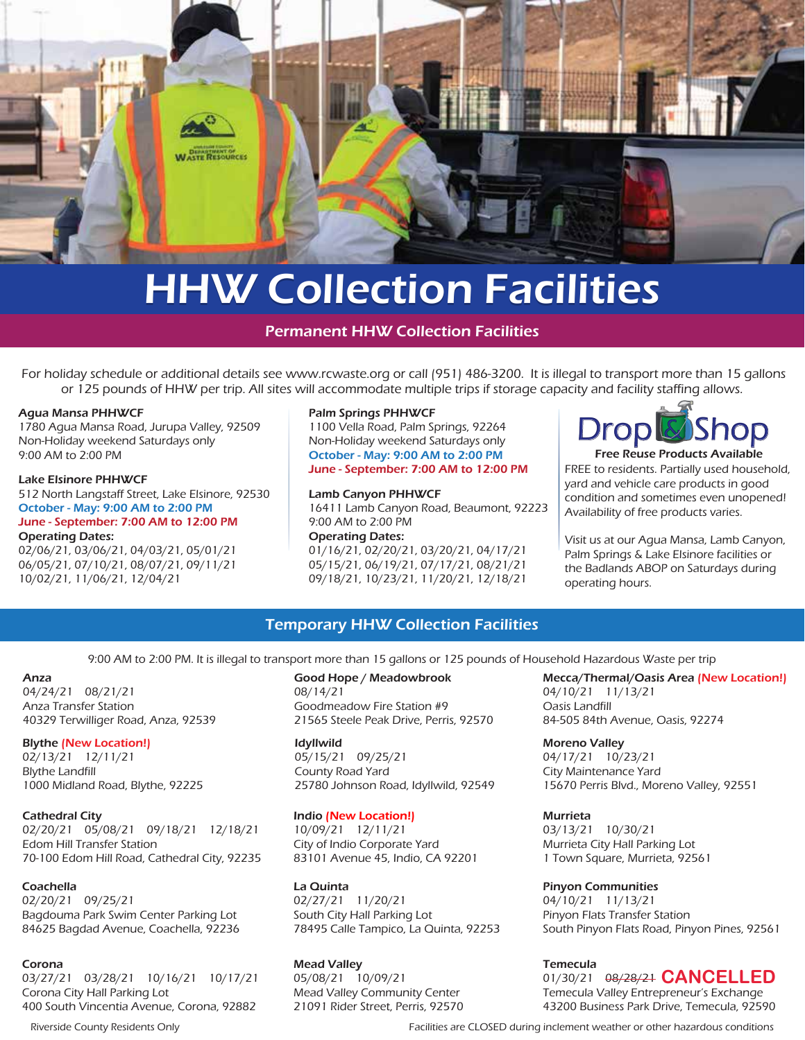# HHW Collection Facilities

## Permanent HHW Collection Facilities

For holiday schedule or additional details see www.rcwaste.org or call (951) 486-3200. It is illegal to transport more than 15 gallons or 125 pounds of HHW per trip. All sites will accommodate multiple trips if storage capacity and facility staffing allows.

**Agua Mansa PHHWCF**
1780 Agua Mansa Road, Jurupa Valley, 92509
Non-Holiday weekend Saturdays only
9:00 AM to 2:00 PM

**Lake Elsinore PHHWCF**
512 North Langstaff Street, Lake Elsinore, 92530
**October - May: 9:00 AM to 2:00 PM**
**June - September: 7:00 AM to 12:00 PM**
**Operating Dates:**
02/06/21, 03/06/21, 04/03/21, 05/01/21
06/05/21, 07/10/21, 08/07/21, 09/11/21
10/02/21, 11/06/21, 12/04/21

**Palm Springs PHHWCF**
1100 Vella Road, Palm Springs, 92264
Non-Holiday weekend Saturdays only
**October - May: 9:00 AM to 2:00 PM**
**June - September: 7:00 AM to 12:00 PM**

**Lamb Canyon PHHWCF**
16411 Lamb Canyon Road, Beaumont, 92223
9:00 AM to 2:00 PM
**Operating Dates:**
01/16/21, 02/20/21, 03/20/21, 04/17/21
05/15/21, 06/19/21, 07/17/21, 08/21/21
09/18/21, 10/23/21, 11/20/21, 12/18/21

**Drop & Shop**
**Free Reuse Products Available**
FREE to residents. Partially used household, yard and vehicle care products in good condition and sometimes even unopened! Availability of free products varies.

Visit us at our Agua Mansa, Lamb Canyon, Palm Springs & Lake Elsinore facilities or the Badlands ABOP on Saturdays during operating hours.

## Temporary HHW Collection Facilities

9:00 AM to 2:00 PM. It is illegal to transport more than 15 gallons or 125 pounds of Household Hazardous Waste per trip

**Anza**
04/24/21 08/21/21
Anza Transfer Station
40329 Terwilliger Road, Anza, 92539

**Blythe (New Location!)**
02/13/21 12/11/21
Blythe Landfill
1000 Midland Road, Blythe, 92225

**Cathedral City**
02/20/21 05/08/21 09/18/21 12/18/21
Edom Hill Transfer Station
70-100 Edom Hill Road, Cathedral City, 92235

**Coachella**
02/20/21 09/25/21
Bagdouma Park Swim Center Parking Lot
84625 Bagdad Avenue, Coachella, 92236

**Corona**
03/27/21 03/28/21 10/16/21 10/17/21
Corona City Hall Parking Lot
400 South Vincentia Avenue, Corona, 92882

**Good Hope / Meadowbrook**
08/14/21
Goodmeadow Fire Station #9
21565 Steele Peak Drive, Perris, 92570

**Idyllwild**
05/15/21 09/25/21
County Road Yard
25780 Johnson Road, Idyllwild, 92549

**Indio (New Location!)**
10/09/21 12/11/21
City of Indio Corporate Yard
83101 Avenue 45, Indio, CA 92201

**La Quinta**
02/27/21 11/20/21
South City Hall Parking Lot
78495 Calle Tampico, La Quinta, 92253

**Mead Valley**
05/08/21 10/09/21
Mead Valley Community Center
21091 Rider Street, Perris, 92570

**Mecca/Thermal/Oasis Area (New Location!)**
04/10/21 11/13/21
Oasis Landfill
84-505 84th Avenue, Oasis, 92274

**Moreno Valley**
04/17/21 10/23/21
City Maintenance Yard
15670 Perris Blvd., Moreno Valley, 92551

**Murrieta**
03/13/21 10/30/21
Murrieta City Hall Parking Lot
1 Town Square, Murrieta, 92561

**Pinyon Communities**
04/10/21 11/13/21
Pinyon Flats Transfer Station
South Pinyon Flats Road, Pinyon Pines, 92561

**Temecula**
01/30/21 ~~08/28/21~~ **CANCELLED**
Temecula Valley Entrepreneur's Exchange
43200 Business Park Drive, Temecula, 92590

Riverside County Residents Only

Facilities are CLOSED during inclement weather or other hazardous conditions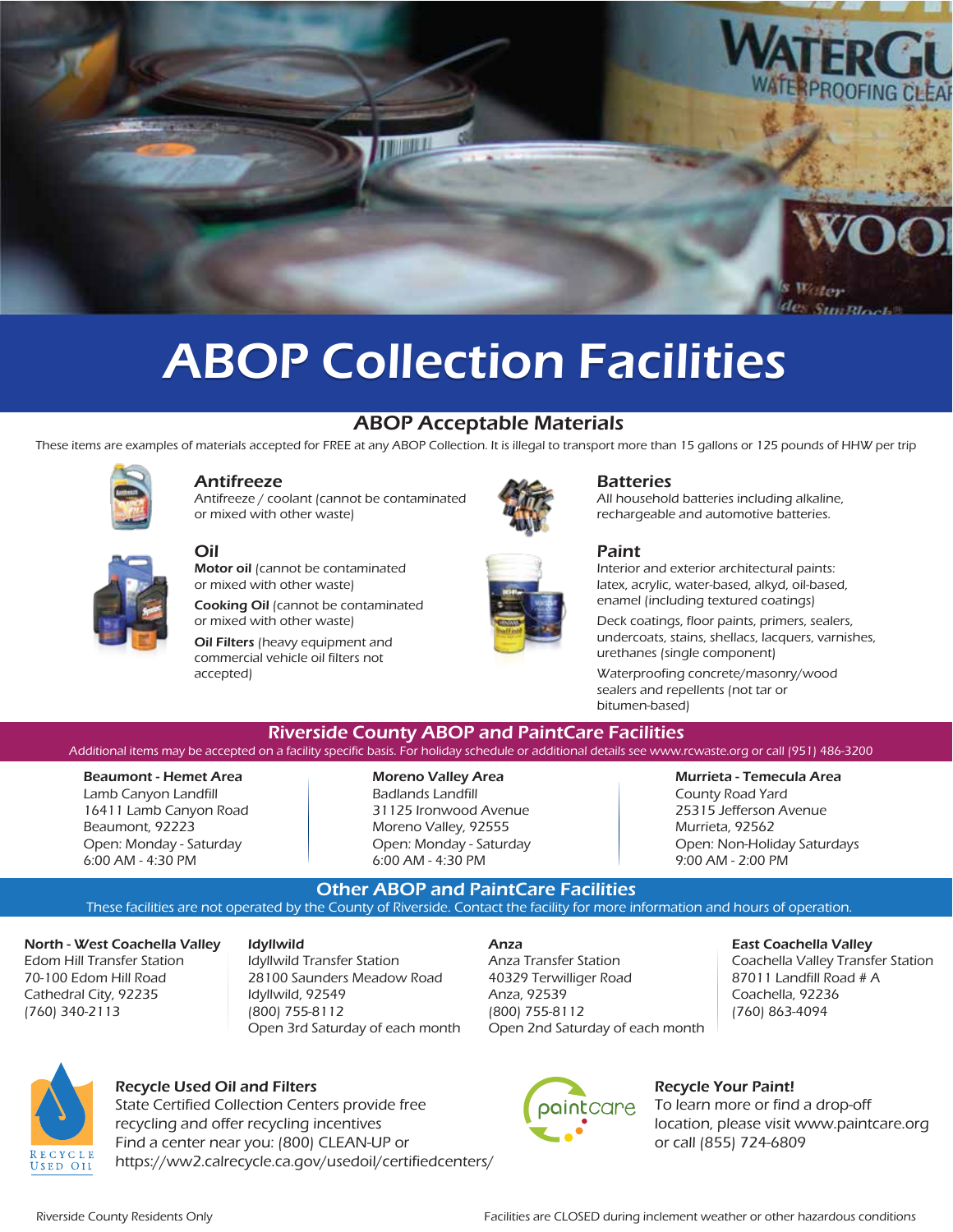# ABOP Collection Facilities

## ABOP Acceptable Materials

These items are examples of materials accepted for FREE at any ABOP Collection. It is illegal to transport more than 15 gallons or 125 pounds of HHW per trip

### Antifreeze

Antifreeze / coolant (cannot be contaminated or mixed with other waste)

### Oil

**Motor oil** (cannot be contaminated or mixed with other waste)

**Cooking Oil** (cannot be contaminated or mixed with other waste)

**Oil Filters** (heavy equipment and commercial vehicle oil filters not accepted)

### Batteries

All household batteries including alkaline, rechargeable and automotive batteries.

### Paint

Interior and exterior architectural paints: latex, acrylic, water-based, alkyd, oil-based, enamel (including textured coatings)

Deck coatings, floor paints, primers, sealers, undercoats, stains, shellacs, lacquers, varnishes, urethanes (single component)

Waterproofing concrete/masonry/wood sealers and repellents (not tar or bitumen-based)

## Riverside County ABOP and PaintCare Facilities

Additional items may be accepted on a facility specific basis. For holiday schedule or additional details see www.rcwaste.org or call (951) 486-3200

**Beaumont - Hemet Area**
Lamb Canyon Landfill
16411 Lamb Canyon Road
Beaumont, 92223
Open: Monday - Saturday
6:00 AM - 4:30 PM

**Moreno Valley Area**
Badlands Landfill
31125 Ironwood Avenue
Moreno Valley, 92555
Open: Monday - Saturday
6:00 AM - 4:30 PM

**Murrieta - Temecula Area**
County Road Yard
25315 Jefferson Avenue
Murrieta, 92562
Open: Non-Holiday Saturdays
9:00 AM - 2:00 PM

## Other ABOP and PaintCare Facilities

These facilities are not operated by the County of Riverside. Contact the facility for more information and hours of operation.

**North - West Coachella Valley**
Edom Hill Transfer Station
70-100 Edom Hill Road
Cathedral City, 92235
(760) 340-2113

**Idyllwild**
Idyllwild Transfer Station
28100 Saunders Meadow Road
Idyllwild, 92549
(800) 755-8112
Open 3rd Saturday of each month

**Anza**
Anza Transfer Station
40329 Terwilliger Road
Anza, 92539
(800) 755-8112
Open 2nd Saturday of each month

**East Coachella Valley**
Coachella Valley Transfer Station
87011 Landfill Road # A
Coachella, 92236
(760) 863-4094

RECYCLE USED OIL

**Recycle Used Oil and Filters**
State Certified Collection Centers provide free recycling and offer recycling incentives
Find a center near you: (800) CLEAN-UP or https://ww2.calrecycle.ca.gov/usedoil/certifiedcenters/

paintcare

**Recycle Your Paint!**
To learn more or find a drop-off location, please visit www.paintcare.org or call (855) 724-6809

Riverside County Residents Only

Facilities are CLOSED during inclement weather or other hazardous conditions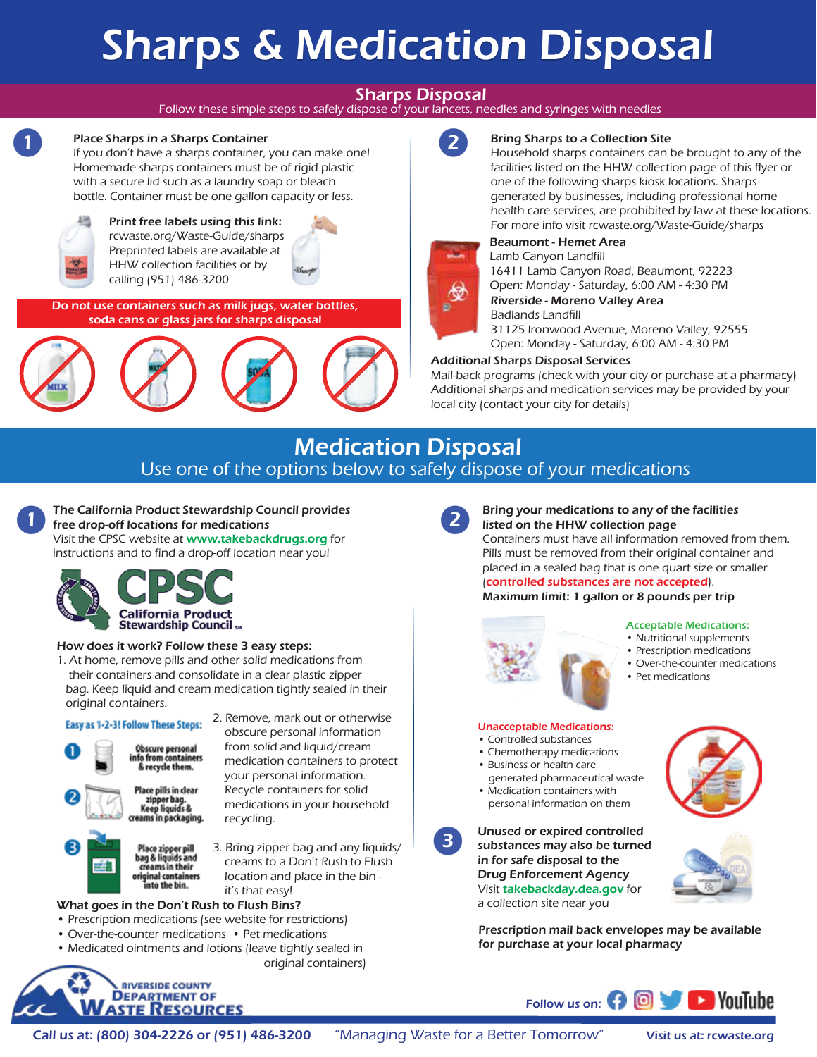# Sharps & Medication Disposal

## Sharps Disposal

Follow these simple steps to safely dispose of your lancets, needles and syringes with needles

### 1 Place Sharps in a Sharps Container

If you don't have a sharps container, you can make one! Homemade sharps containers must be of rigid plastic with a secure lid such as a laundry soap or bleach bottle. Container must be one gallon capacity or less.

**Print free labels using this link:** rcwaste.org/Waste-Guide/sharps
Preprinted labels are available at HHW collection facilities or by calling (951) 486-3200

**Do not use containers such as milk jugs, water bottles, soda cans or glass jars for sharps disposal**

### 2 Bring Sharps to a Collection Site

Household sharps containers can be brought to any of the facilities listed on the HHW collection page of this flyer or one of the following sharps kiosk locations. Sharps generated by businesses, including professional home health care services, are prohibited by law at these locations. For more info visit rcwaste.org/Waste-Guide/sharps

**Beaumont - Hemet Area**
Lamb Canyon Landfill
16411 Lamb Canyon Road, Beaumont, 92223
Open: Monday - Saturday, 6:00 AM - 4:30 PM

**Riverside - Moreno Valley Area**
Badlands Landfill
31125 Ironwood Avenue, Moreno Valley, 92555
Open: Monday - Saturday, 6:00 AM - 4:30 PM

**Additional Sharps Disposal Services**
Mail-back programs (check with your city or purchase at a pharmacy)
Additional sharps and medication services may be provided by your local city (contact your city for details)

## Medication Disposal

Use one of the options below to safely dispose of your medications

### 1 The California Product Stewardship Council provides free drop-off locations for medications

Visit the CPSC website at **www.takebackdrugs.org** for instructions and to find a drop-off location near you!

CPSC California Product Stewardship Council

**How does it work? Follow these 3 easy steps:**

1. At home, remove pills and other solid medications from their containers and consolidate in a clear plastic zipper bag. Keep liquid and cream medication tightly sealed in their original containers.
2. Remove, mark out or otherwise obscure personal information from solid and liquid/cream medication containers to protect your personal information. Recycle containers for solid medications in your household recycling.
3. Bring zipper bag and any liquids/ creams to a Don't Rush to Flush location and place in the bin - it's that easy!

**Easy as 1-2-3! Follow These Steps:**
1. Obscure personal info from containers & recycle them.
2. Place pills in clear zipper bag. Keep liquids & creams in packaging.
3. Place zipper pill bag & liquids and creams in their original containers into the bin.

**What goes in the Don't Rush to Flush Bins?**
- Prescription medications (see website for restrictions)
- Over-the-counter medications
- Pet medications
- Medicated ointments and lotions (leave tightly sealed in original containers)

### 2 Bring your medications to any of the facilities listed on the HHW collection page

Containers must have all information removed from them. Pills must be removed from their original container and placed in a sealed bag that is one quart size or smaller (**controlled substances are not accepted**).
**Maximum limit: 1 gallon or 8 pounds per trip**

**Acceptable Medications:**
- Nutritional supplements
- Prescription medications
- Over-the-counter medications
- Pet medications

**Unacceptable Medications:**
- Controlled substances
- Chemotherapy medications
- Business or health care generated pharmaceutical waste
- Medication containers with personal information on them

### 3 Unused or expired controlled substances may also be turned in for safe disposal to the Drug Enforcement Agency

Visit **takebackday.dea.gov** for a collection site near you

**Prescription mail back envelopes may be available for purchase at your local pharmacy**

Riverside County Department of Waste Resources

Follow us on: YouTube

Call us at: (800) 304-2226 or (951) 486-3200 "Managing Waste for a Better Tomorrow" Visit us at: rcwaste.org